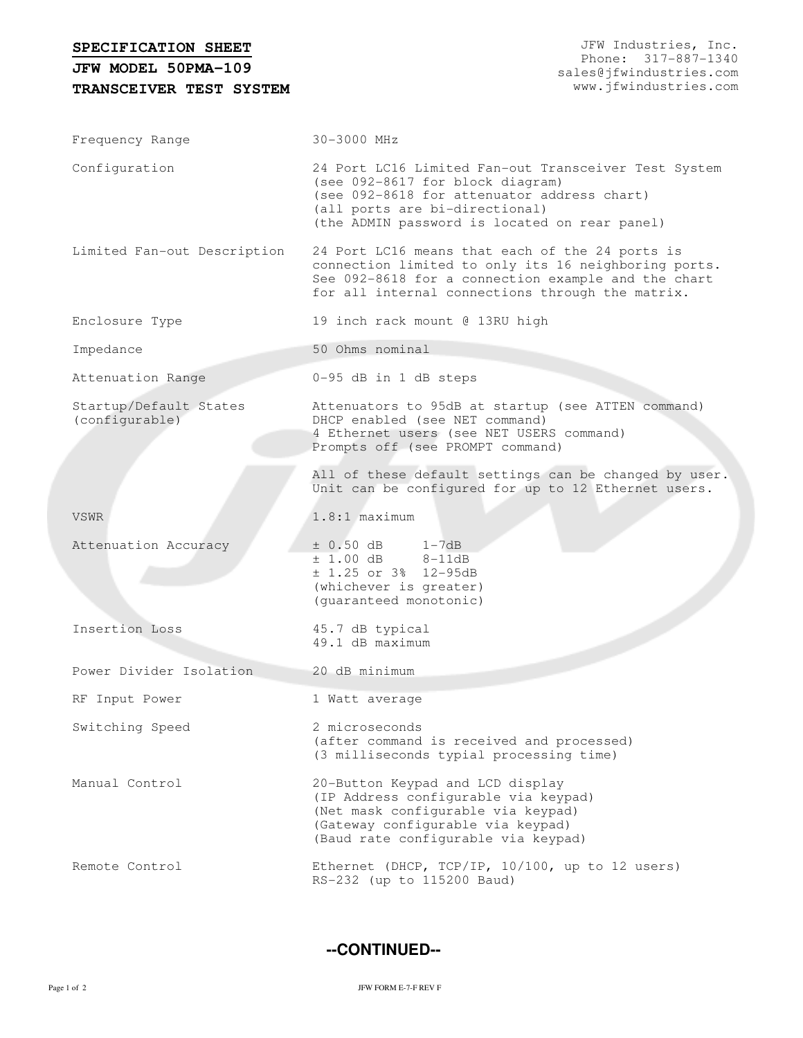# SPECIFICATION SHEET

## JFW MODEL 50PMA-109

## TRANSCEIVER TEST SYSTEM

JFW Industries, Inc.
Phone: 317-887-1340
sales@jfwindustries.com
www.jfwindustries.com

| | |
|---|---|
| Frequency Range | 30-3000 MHz |
| Configuration | 24 Port LC16 Limited Fan-out Transceiver Test System<br>(see 092-8617 for block diagram)<br>(see 092-8618 for attenuator address chart)<br>(all ports are bi-directional)<br>(the ADMIN password is located on rear panel) |
| Limited Fan-out Description | 24 Port LC16 means that each of the 24 ports is connection limited to only its 16 neighboring ports. See 092-8618 for a connection example and the chart for all internal connections through the matrix. |
| Enclosure Type | 19 inch rack mount @ 13RU high |
| Impedance | 50 Ohms nominal |
| Attenuation Range | 0-95 dB in 1 dB steps |
| Startup/Default States (configurable) | Attenuators to 95dB at startup (see ATTEN command)<br>DHCP enabled (see NET command)<br>4 Ethernet users (see NET USERS command)<br>Prompts off (see PROMPT command)<br><br>All of these default settings can be changed by user. Unit can be configured for up to 12 Ethernet users. |
| VSWR | 1.8:1 maximum |
| Attenuation Accuracy | ± 0.50 dB 1-7dB<br>± 1.00 dB 8-11dB<br>± 1.25 or 3% 12-95dB<br>(whichever is greater)<br>(guaranteed monotonic) |
| Insertion Loss | 45.7 dB typical<br>49.1 dB maximum |
| Power Divider Isolation | 20 dB minimum |
| RF Input Power | 1 Watt average |
| Switching Speed | 2 microseconds<br>(after command is received and processed)<br>(3 milliseconds typial processing time) |
| Manual Control | 20-Button Keypad and LCD display<br>(IP Address configurable via keypad)<br>(Net mask configurable via keypad)<br>(Gateway configurable via keypad)<br>(Baud rate configurable via keypad) |
| Remote Control | Ethernet (DHCP, TCP/IP, 10/100, up to 12 users)<br>RS-232 (up to 115200 Baud) |

**--CONTINUED--**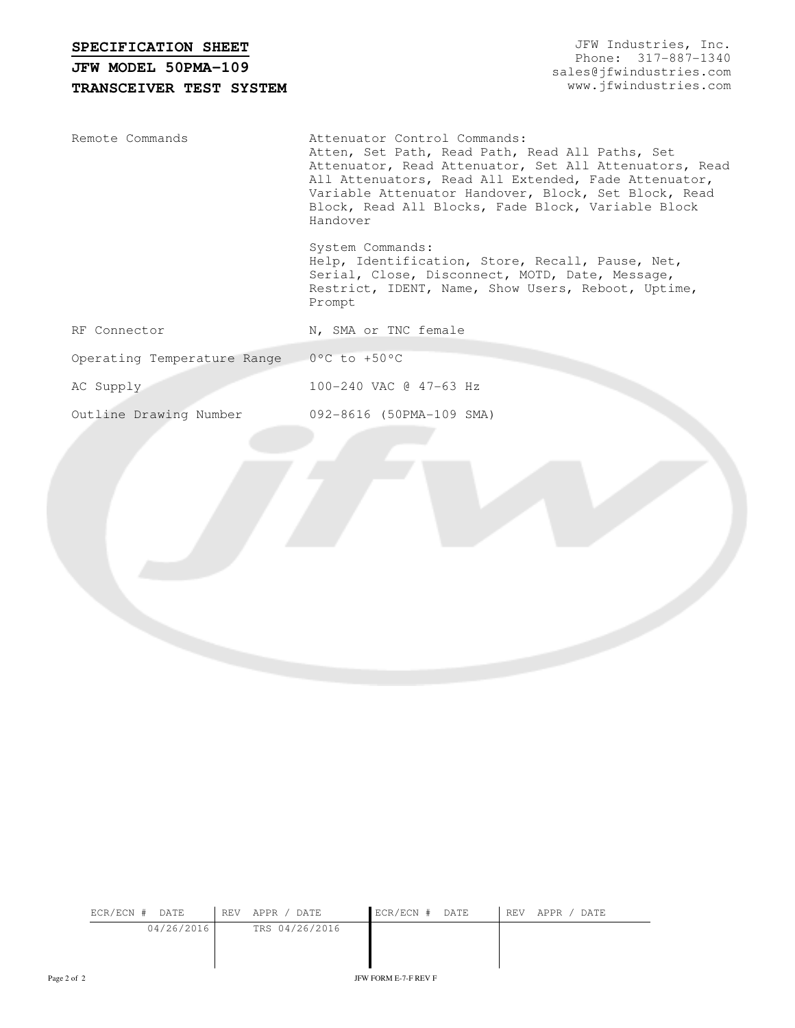**SPECIFICATION SHEET**

**JFW MODEL 50PMA-109**

**TRANSCEIVER TEST SYSTEM**

JFW Industries, Inc.
Phone: 317-887-1340
sales@jfwindustries.com
www.jfwindustries.com

| | |
|---|---|
| Remote Commands | Attenuator Control Commands: Atten, Set Path, Read Path, Read All Paths, Set Attenuator, Read Attenuator, Set All Attenuators, Read All Attenuators, Read All Extended, Fade Attenuator, Variable Attenuator Handover, Block, Set Block, Read Block, Read All Blocks, Fade Block, Variable Block Handover<br><br>System Commands: Help, Identification, Store, Recall, Pause, Net, Serial, Close, Disconnect, MOTD, Date, Message, Restrict, IDENT, Name, Show Users, Reboot, Uptime, Prompt |
| RF Connector | N, SMA or TNC female |
| Operating Temperature Range | 0°C to +50°C |
| AC Supply | 100-240 VAC @ 47-63 Hz |
| Outline Drawing Number | 092-8616 (50PMA-109 SMA) |

| ECR/ECN # | DATE | REV | APPR / DATE | ECR/ECN # | DATE | REV | APPR / DATE |
|---|---|---|---|---|---|---|---|
| | 04/26/2016 | | TRS 04/26/2016 | | | | |

JFW FORM E-7-F REV F